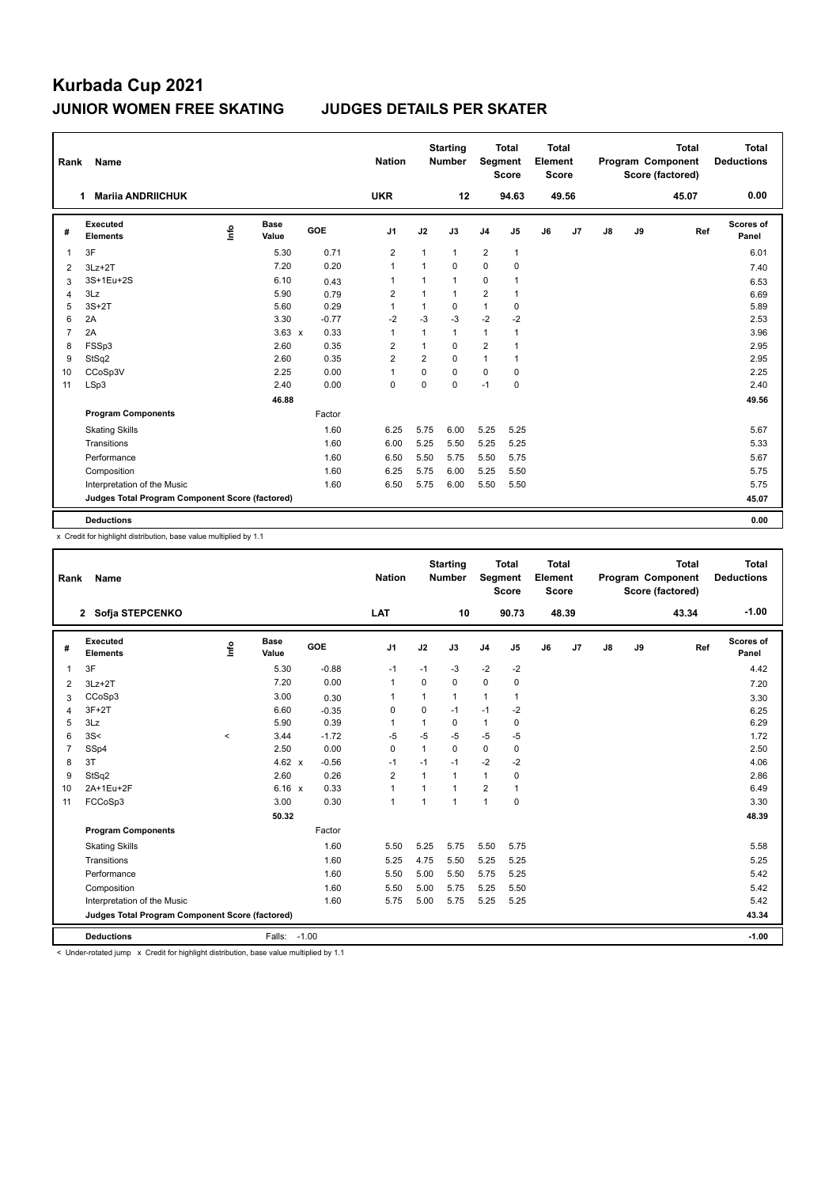# Kurbada Cup 2021

## JUNIOR WOMEN FREE SKATING JUDGES DETAILS PER SKATER

| Rank | Name | Nation | Starting Number | Total Segment Score | Total Element Score | Total Program Component Score (factored) | Total Deductions |
|---|---|---|---|---|---|---|---|
| 1 | Mariia ANDRIICHUK | UKR | 12 | 94.63 | 49.56 | 45.07 | 0.00 |

| # | Executed Elements | Info | Base Value | GOE | J1 | J2 | J3 | J4 | J5 | J6 | J7 | J8 | J9 | Ref | Scores of Panel |
|---|---|---|---|---|---|---|---|---|---|---|---|---|---|---|---|
| 1 | 3F | | 5.30 | 0.71 | 2 | 1 | 1 | 2 | 1 | | | | | | 6.01 |
| 2 | 3Lz+2T | | 7.20 | 0.20 | 1 | 1 | 0 | 0 | 0 | | | | | | 7.40 |
| 3 | 3S+1Eu+2S | | 6.10 | 0.43 | 1 | 1 | 1 | 0 | 1 | | | | | | 6.53 |
| 4 | 3Lz | | 5.90 | 0.79 | 2 | 1 | 1 | 2 | 1 | | | | | | 6.69 |
| 5 | 3S+2T | | 5.60 | 0.29 | 1 | 1 | 0 | 1 | 0 | | | | | | 5.89 |
| 6 | 2A | | 3.30 | -0.77 | -2 | -3 | -3 | -2 | -2 | | | | | | 2.53 |
| 7 | 2A | | 3.63 x | 0.33 | 1 | 1 | 1 | 1 | 1 | | | | | | 3.96 |
| 8 | FSSp3 | | 2.60 | 0.35 | 2 | 1 | 0 | 2 | 1 | | | | | | 2.95 |
| 9 | StSq2 | | 2.60 | 0.35 | 2 | 2 | 0 | 1 | 1 | | | | | | 2.95 |
| 10 | CCoSp3V | | 2.25 | 0.00 | 1 | 0 | 0 | 0 | 0 | | | | | | 2.25 |
| 11 | LSp3 | | 2.40 | 0.00 | 0 | 0 | 0 | -1 | 0 | | | | | | 2.40 |
| | | | 46.88 | | | | | | | | | | | | 49.56 |
| | **Program Components** | | | Factor | | | | | | | | | | | |
| | Skating Skills | | | 1.60 | 6.25 | 5.75 | 6.00 | 5.25 | 5.25 | | | | | | 5.67 |
| | Transitions | | | 1.60 | 6.00 | 5.25 | 5.50 | 5.25 | 5.25 | | | | | | 5.33 |
| | Performance | | | 1.60 | 6.50 | 5.50 | 5.75 | 5.50 | 5.75 | | | | | | 5.67 |
| | Composition | | | 1.60 | 6.25 | 5.75 | 6.00 | 5.25 | 5.50 | | | | | | 5.75 |
| | Interpretation of the Music | | | 1.60 | 6.50 | 5.75 | 6.00 | 5.50 | 5.50 | | | | | | 5.75 |
| | **Judges Total Program Component Score (factored)** | | | | | | | | | | | | | | 45.07 |
| | **Deductions** | | | | | | | | | | | | | | 0.00 |

x Credit for highlight distribution, base value multiplied by 1.1

| Rank | Name | Nation | Starting Number | Total Segment Score | Total Element Score | Total Program Component Score (factored) | Total Deductions |
|---|---|---|---|---|---|---|---|
| 2 | Sofja STEPCENKO | LAT | 10 | 90.73 | 48.39 | 43.34 | -1.00 |

| # | Executed Elements | Info | Base Value | GOE | J1 | J2 | J3 | J4 | J5 | J6 | J7 | J8 | J9 | Ref | Scores of Panel |
|---|---|---|---|---|---|---|---|---|---|---|---|---|---|---|---|
| 1 | 3F | | 5.30 | -0.88 | -1 | -1 | -3 | -2 | -2 | | | | | | 4.42 |
| 2 | 3Lz+2T | | 7.20 | 0.00 | 1 | 0 | 0 | 0 | 0 | | | | | | 7.20 |
| 3 | CCoSp3 | | 3.00 | 0.30 | 1 | 1 | 1 | 1 | 1 | | | | | | 3.30 |
| 4 | 3F+2T | | 6.60 | -0.35 | 0 | 0 | -1 | -1 | -2 | | | | | | 6.25 |
| 5 | 3Lz | | 5.90 | 0.39 | 1 | 1 | 0 | 1 | 0 | | | | | | 6.29 |
| 6 | 3S< | < | 3.44 | -1.72 | -5 | -5 | -5 | -5 | -5 | | | | | | 1.72 |
| 7 | SSp4 | | 2.50 | 0.00 | 0 | 1 | 0 | 0 | 0 | | | | | | 2.50 |
| 8 | 3T | | 4.62 x | -0.56 | -1 | -1 | -1 | -2 | -2 | | | | | | 4.06 |
| 9 | StSq2 | | 2.60 | 0.26 | 2 | 1 | 1 | 1 | 0 | | | | | | 2.86 |
| 10 | 2A+1Eu+2F | | 6.16 x | 0.33 | 1 | 1 | 1 | 2 | 1 | | | | | | 6.49 |
| 11 | FCCoSp3 | | 3.00 | 0.30 | 1 | 1 | 1 | 1 | 0 | | | | | | 3.30 |
| | | | 50.32 | | | | | | | | | | | | 48.39 |
| | **Program Components** | | | Factor | | | | | | | | | | | |
| | Skating Skills | | | 1.60 | 5.50 | 5.25 | 5.75 | 5.50 | 5.75 | | | | | | 5.58 |
| | Transitions | | | 1.60 | 5.25 | 4.75 | 5.50 | 5.25 | 5.25 | | | | | | 5.25 |
| | Performance | | | 1.60 | 5.50 | 5.00 | 5.50 | 5.75 | 5.25 | | | | | | 5.42 |
| | Composition | | | 1.60 | 5.50 | 5.00 | 5.75 | 5.25 | 5.50 | | | | | | 5.42 |
| | Interpretation of the Music | | | 1.60 | 5.75 | 5.00 | 5.75 | 5.25 | 5.25 | | | | | | 5.42 |
| | **Judges Total Program Component Score (factored)** | | | | | | | | | | | | | | 43.34 |
| | **Deductions** | | Falls: -1.00 | | | | | | | | | | | | -1.00 |

< Under-rotated jump x Credit for highlight distribution, base value multiplied by 1.1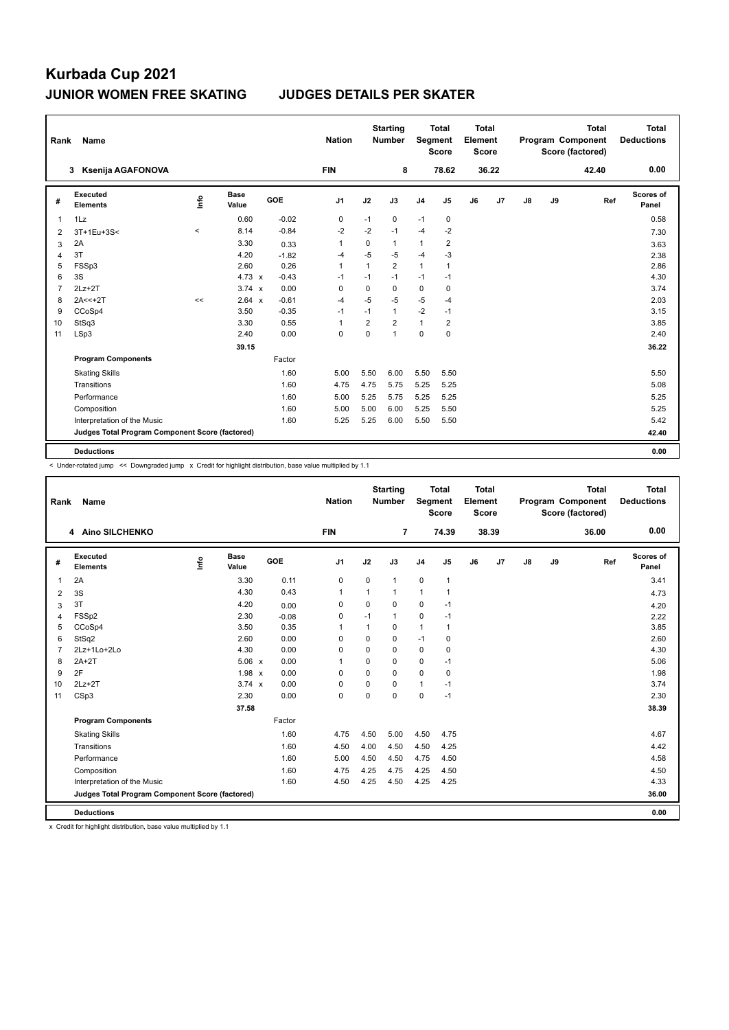# Kurbada Cup 2021

## JUNIOR WOMEN FREE SKATING — JUDGES DETAILS PER SKATER

| Rank | Name | Nation | Starting Number | Total Segment Score | Total Element Score | Total Program Component Score (factored) | Total Deductions |
|---|---|---|---|---|---|---|---|
| 3 | Ksenija AGAFONOVA | FIN | 8 | 78.62 | 36.22 | 42.40 | 0.00 |

| # | Executed Elements | Info | Base Value | | GOE | J1 | J2 | J3 | J4 | J5 | J6 | J7 | J8 | J9 | Ref | Scores of Panel |
|---|---|---|---|---|---|---|---|---|---|---|---|---|---|---|---|---|
| 1 | 1Lz | | 0.60 | | -0.02 | 0 | -1 | 0 | -1 | 0 | | | | | | 0.58 |
| 2 | 3T+1Eu+3S< | < | 8.14 | | -0.84 | -2 | -2 | -1 | -4 | -2 | | | | | | 7.30 |
| 3 | 2A | | 3.30 | | 0.33 | 1 | 0 | 1 | 1 | 2 | | | | | | 3.63 |
| 4 | 3T | | 4.20 | | -1.82 | -4 | -5 | -5 | -4 | -3 | | | | | | 2.38 |
| 5 | FSSp3 | | 2.60 | | 0.26 | 1 | 1 | 2 | 1 | 1 | | | | | | 2.86 |
| 6 | 3S | | 4.73 | x | -0.43 | -1 | -1 | -1 | -1 | -1 | | | | | | 4.30 |
| 7 | 2Lz+2T | | 3.74 | x | 0.00 | 0 | 0 | 0 | 0 | 0 | | | | | | 3.74 |
| 8 | 2A<<+2T | << | 2.64 | x | -0.61 | -4 | -5 | -5 | -5 | -4 | | | | | | 2.03 |
| 9 | CCoSp4 | | 3.50 | | -0.35 | -1 | -1 | 1 | -2 | -1 | | | | | | 3.15 |
| 10 | StSq3 | | 3.30 | | 0.55 | 1 | 2 | 2 | 1 | 2 | | | | | | 3.85 |
| 11 | LSp3 | | 2.40 | | 0.00 | 0 | 0 | 1 | 0 | 0 | | | | | | 2.40 |
| | | | 39.15 | | | | | | | | | | | | | 36.22 |
| | **Program Components** | | | | Factor | | | | | | | | | | | |
| | Skating Skills | | | | 1.60 | 5.00 | 5.50 | 6.00 | 5.50 | 5.50 | | | | | | 5.50 |
| | Transitions | | | | 1.60 | 4.75 | 4.75 | 5.75 | 5.25 | 5.25 | | | | | | 5.08 |
| | Performance | | | | 1.60 | 5.00 | 5.25 | 5.75 | 5.25 | 5.25 | | | | | | 5.25 |
| | Composition | | | | 1.60 | 5.00 | 5.00 | 6.00 | 5.25 | 5.50 | | | | | | 5.25 |
| | Interpretation of the Music | | | | 1.60 | 5.25 | 5.25 | 6.00 | 5.50 | 5.50 | | | | | | 5.42 |
| | **Judges Total Program Component Score (factored)** | | | | | | | | | | | | | | | 42.40 |
| | **Deductions** | | | | | | | | | | | | | | | 0.00 |

< Under-rotated jump << Downgraded jump x Credit for highlight distribution, base value multiplied by 1.1

| Rank | Name | Nation | Starting Number | Total Segment Score | Total Element Score | Total Program Component Score (factored) | Total Deductions |
|---|---|---|---|---|---|---|---|
| 4 | Aino SILCHENKO | FIN | 7 | 74.39 | 38.39 | 36.00 | 0.00 |

| # | Executed Elements | Info | Base Value | | GOE | J1 | J2 | J3 | J4 | J5 | J6 | J7 | J8 | J9 | Ref | Scores of Panel |
|---|---|---|---|---|---|---|---|---|---|---|---|---|---|---|---|---|
| 1 | 2A | | 3.30 | | 0.11 | 0 | 0 | 1 | 0 | 1 | | | | | | 3.41 |
| 2 | 3S | | 4.30 | | 0.43 | 1 | 1 | 1 | 1 | 1 | | | | | | 4.73 |
| 3 | 3T | | 4.20 | | 0.00 | 0 | 0 | 0 | 0 | -1 | | | | | | 4.20 |
| 4 | FSSp2 | | 2.30 | | -0.08 | 0 | -1 | 1 | 0 | -1 | | | | | | 2.22 |
| 5 | CCoSp4 | | 3.50 | | 0.35 | 1 | 1 | 0 | 1 | 1 | | | | | | 3.85 |
| 6 | StSq2 | | 2.60 | | 0.00 | 0 | 0 | 0 | -1 | 0 | | | | | | 2.60 |
| 7 | 2Lz+1Lo+2Lo | | 4.30 | | 0.00 | 0 | 0 | 0 | 0 | 0 | | | | | | 4.30 |
| 8 | 2A+2T | | 5.06 | x | 0.00 | 1 | 0 | 0 | 0 | -1 | | | | | | 5.06 |
| 9 | 2F | | 1.98 | x | 0.00 | 0 | 0 | 0 | 0 | 0 | | | | | | 1.98 |
| 10 | 2Lz+2T | | 3.74 | x | 0.00 | 0 | 0 | 0 | 1 | -1 | | | | | | 3.74 |
| 11 | CSp3 | | 2.30 | | 0.00 | 0 | 0 | 0 | 0 | -1 | | | | | | 2.30 |
| | | | 37.58 | | | | | | | | | | | | | 38.39 |
| | **Program Components** | | | | Factor | | | | | | | | | | | |
| | Skating Skills | | | | 1.60 | 4.75 | 4.50 | 5.00 | 4.50 | 4.75 | | | | | | 4.67 |
| | Transitions | | | | 1.60 | 4.50 | 4.00 | 4.50 | 4.50 | 4.25 | | | | | | 4.42 |
| | Performance | | | | 1.60 | 5.00 | 4.50 | 4.50 | 4.75 | 4.50 | | | | | | 4.58 |
| | Composition | | | | 1.60 | 4.75 | 4.25 | 4.75 | 4.25 | 4.50 | | | | | | 4.50 |
| | Interpretation of the Music | | | | 1.60 | 4.50 | 4.25 | 4.50 | 4.25 | 4.25 | | | | | | 4.33 |
| | **Judges Total Program Component Score (factored)** | | | | | | | | | | | | | | | 36.00 |
| | **Deductions** | | | | | | | | | | | | | | | 0.00 |

x Credit for highlight distribution, base value multiplied by 1.1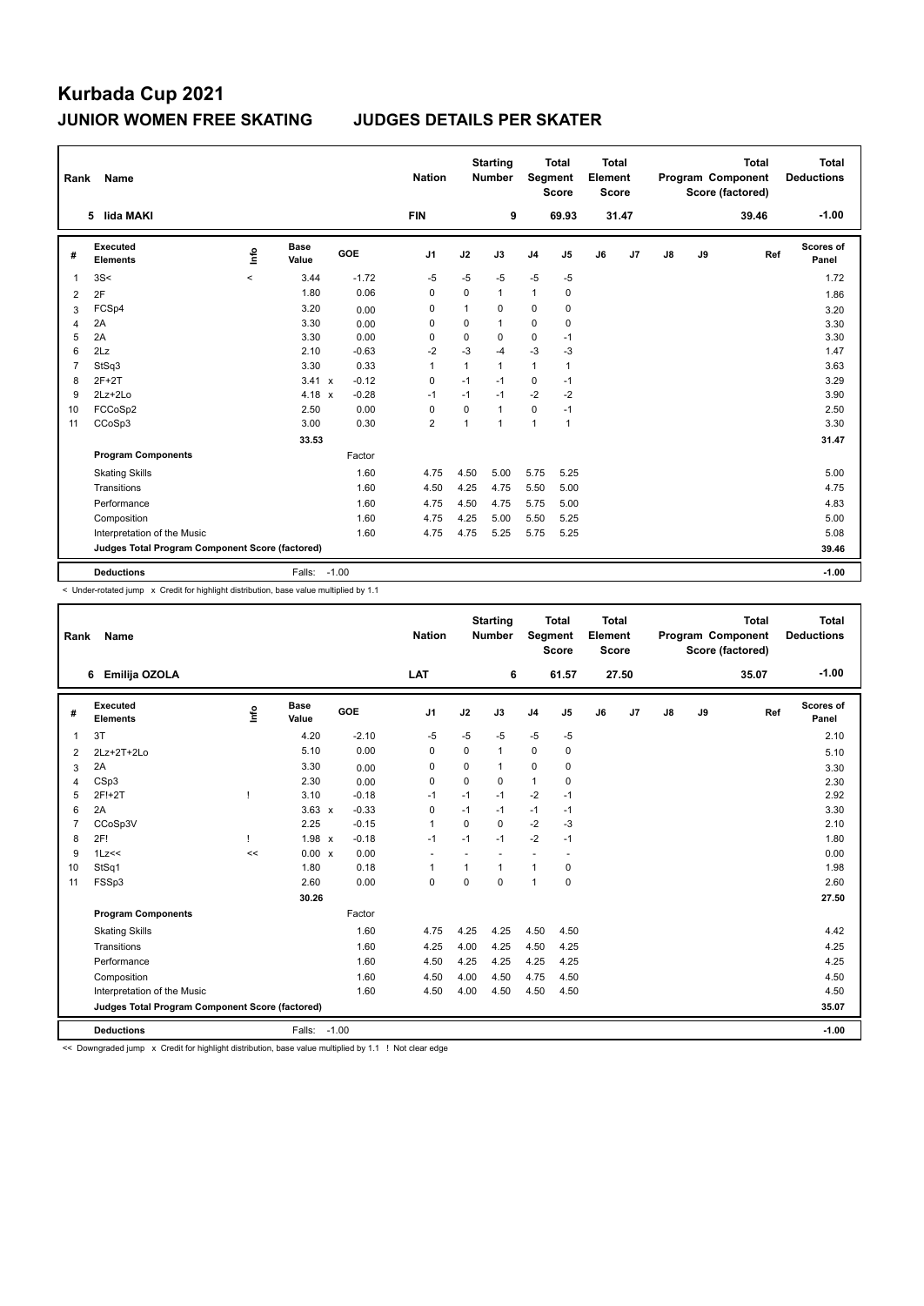# Kurbada Cup 2021

## JUNIOR WOMEN FREE SKATING JUDGES DETAILS PER SKATER

| Rank | Name | Nation | Starting Number | Total Segment Score | Total Element Score | Total Program Component Score (factored) | Total Deductions |
|---|---|---|---|---|---|---|---|
| 5 | Iida MAKI | FIN | 9 | 69.93 | 31.47 | 39.46 | -1.00 |

| # | Executed Elements | Info | Base Value | | GOE | J1 | J2 | J3 | J4 | J5 | J6 | J7 | J8 | J9 | Ref | Scores of Panel |
|---|---|---|---|---|---|---|---|---|---|---|---|---|---|---|---|---|
| 1 | 3S< | < | 3.44 | | -1.72 | -5 | -5 | -5 | -5 | -5 | | | | | | 1.72 |
| 2 | 2F | | 1.80 | | 0.06 | 0 | 0 | 1 | 1 | 0 | | | | | | 1.86 |
| 3 | FCSp4 | | 3.20 | | 0.00 | 0 | 1 | 0 | 0 | 0 | | | | | | 3.20 |
| 4 | 2A | | 3.30 | | 0.00 | 0 | 0 | 1 | 0 | 0 | | | | | | 3.30 |
| 5 | 2A | | 3.30 | | 0.00 | 0 | 0 | 0 | 0 | -1 | | | | | | 3.30 |
| 6 | 2Lz | | 2.10 | | -0.63 | -2 | -3 | -4 | -3 | -3 | | | | | | 1.47 |
| 7 | StSq3 | | 3.30 | | 0.33 | 1 | 1 | 1 | 1 | 1 | | | | | | 3.63 |
| 8 | 2F+2T | | 3.41 | x | -0.12 | 0 | -1 | -1 | 0 | -1 | | | | | | 3.29 |
| 9 | 2Lz+2Lo | | 4.18 | x | -0.28 | -1 | -1 | -1 | -2 | -2 | | | | | | 3.90 |
| 10 | FCCoSp2 | | 2.50 | | 0.00 | 0 | 0 | 1 | 0 | -1 | | | | | | 2.50 |
| 11 | CCoSp3 | | 3.00 | | 0.30 | 2 | 1 | 1 | 1 | 1 | | | | | | 3.30 |
| | | | 33.53 | | | | | | | | | | | | | 31.47 |
| | **Program Components** | | | | Factor | | | | | | | | | | | |
| | Skating Skills | | | | 1.60 | 4.75 | 4.50 | 5.00 | 5.75 | 5.25 | | | | | | 5.00 |
| | Transitions | | | | 1.60 | 4.50 | 4.25 | 4.75 | 5.50 | 5.00 | | | | | | 4.75 |
| | Performance | | | | 1.60 | 4.75 | 4.50 | 4.75 | 5.75 | 5.00 | | | | | | 4.83 |
| | Composition | | | | 1.60 | 4.75 | 4.25 | 5.00 | 5.50 | 5.25 | | | | | | 5.00 |
| | Interpretation of the Music | | | | 1.60 | 4.75 | 4.75 | 5.25 | 5.75 | 5.25 | | | | | | 5.08 |
| | **Judges Total Program Component Score (factored)** | | | | | | | | | | | | | | | 39.46 |
| | **Deductions** | | Falls: | | -1.00 | | | | | | | | | | | -1.00 |

< Under-rotated jump x Credit for highlight distribution, base value multiplied by 1.1

| Rank | Name | Nation | Starting Number | Total Segment Score | Total Element Score | Total Program Component Score (factored) | Total Deductions |
|---|---|---|---|---|---|---|---|
| 6 | Emilija OZOLA | LAT | 6 | 61.57 | 27.50 | 35.07 | -1.00 |

| # | Executed Elements | Info | Base Value | | GOE | J1 | J2 | J3 | J4 | J5 | J6 | J7 | J8 | J9 | Ref | Scores of Panel |
|---|---|---|---|---|---|---|---|---|---|---|---|---|---|---|---|---|
| 1 | 3T | | 4.20 | | -2.10 | -5 | -5 | -5 | -5 | -5 | | | | | | 2.10 |
| 2 | 2Lz+2T+2Lo | | 5.10 | | 0.00 | 0 | 0 | 1 | 0 | 0 | | | | | | 5.10 |
| 3 | 2A | | 3.30 | | 0.00 | 0 | 0 | 1 | 0 | 0 | | | | | | 3.30 |
| 4 | CSp3 | | 2.30 | | 0.00 | 0 | 0 | 0 | 1 | 0 | | | | | | 2.30 |
| 5 | 2F!+2T | ! | 3.10 | | -0.18 | -1 | -1 | -1 | -2 | -1 | | | | | | 2.92 |
| 6 | 2A | | 3.63 | x | -0.33 | 0 | -1 | -1 | -1 | -1 | | | | | | 3.30 |
| 7 | CCoSp3V | | 2.25 | | -0.15 | 1 | 0 | 0 | -2 | -3 | | | | | | 2.10 |
| 8 | 2F! | ! | 1.98 | x | -0.18 | -1 | -1 | -1 | -2 | -1 | | | | | | 1.80 |
| 9 | 1Lz<< | << | 0.00 | x | 0.00 | - | - | - | - | - | | | | | | 0.00 |
| 10 | StSq1 | | 1.80 | | 0.18 | 1 | 1 | 1 | 1 | 0 | | | | | | 1.98 |
| 11 | FSSp3 | | 2.60 | | 0.00 | 0 | 0 | 0 | 1 | 0 | | | | | | 2.60 |
| | | | 30.26 | | | | | | | | | | | | | 27.50 |
| | **Program Components** | | | | Factor | | | | | | | | | | | |
| | Skating Skills | | | | 1.60 | 4.75 | 4.25 | 4.25 | 4.50 | 4.50 | | | | | | 4.42 |
| | Transitions | | | | 1.60 | 4.25 | 4.00 | 4.25 | 4.50 | 4.25 | | | | | | 4.25 |
| | Performance | | | | 1.60 | 4.50 | 4.25 | 4.25 | 4.25 | 4.25 | | | | | | 4.25 |
| | Composition | | | | 1.60 | 4.50 | 4.00 | 4.50 | 4.75 | 4.50 | | | | | | 4.50 |
| | Interpretation of the Music | | | | 1.60 | 4.50 | 4.00 | 4.50 | 4.50 | 4.50 | | | | | | 4.50 |
| | **Judges Total Program Component Score (factored)** | | | | | | | | | | | | | | | 35.07 |
| | **Deductions** | | Falls: | | -1.00 | | | | | | | | | | | -1.00 |

<< Downgraded jump x Credit for highlight distribution, base value multiplied by 1.1 ! Not clear edge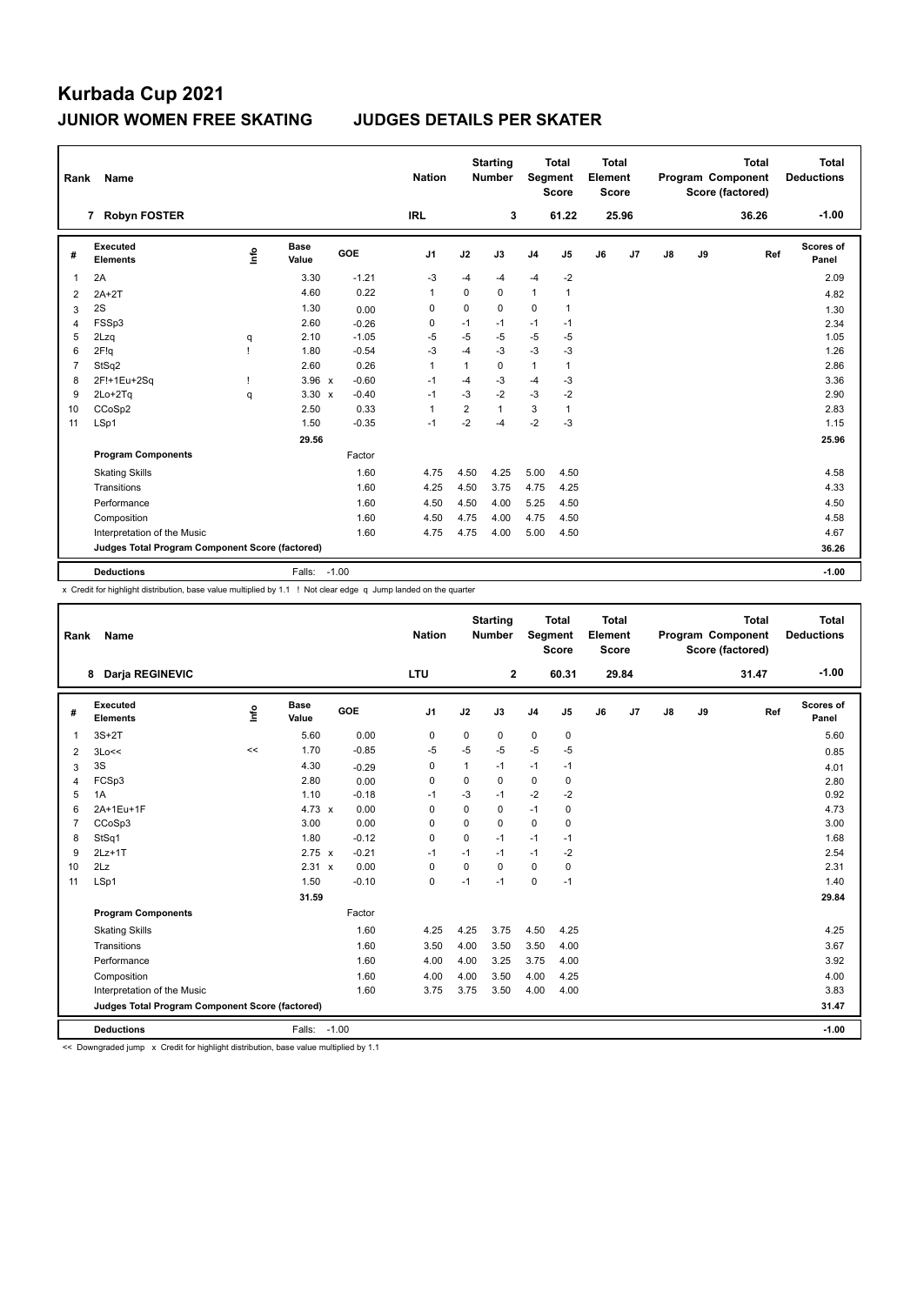# Kurbada Cup 2021

## JUNIOR WOMEN FREE SKATING — JUDGES DETAILS PER SKATER

| Rank | Name | Nation | Starting Number | Total Segment Score | Total Element Score | Total Program Component Score (factored) | Total Deductions |
|---|---|---|---|---|---|---|---|
| 7 | Robyn FOSTER | IRL | 3 | 61.22 | 25.96 | 36.26 | -1.00 |

| # | Executed Elements | Info | Base Value | | GOE | J1 | J2 | J3 | J4 | J5 | J6 | J7 | J8 | J9 | Ref | Scores of Panel |
|---|---|---|---|---|---|---|---|---|---|---|---|---|---|---|---|---|
| 1 | 2A | | 3.30 | | -1.21 | -3 | -4 | -4 | -4 | -2 | | | | | | 2.09 |
| 2 | 2A+2T | | 4.60 | | 0.22 | 1 | 0 | 0 | 1 | 1 | | | | | | 4.82 |
| 3 | 2S | | 1.30 | | 0.00 | 0 | 0 | 0 | 0 | 1 | | | | | | 1.30 |
| 4 | FSSp3 | | 2.60 | | -0.26 | 0 | -1 | -1 | -1 | -1 | | | | | | 2.34 |
| 5 | 2Lzq | q | 2.10 | | -1.05 | -5 | -5 | -5 | -5 | -5 | | | | | | 1.05 |
| 6 | 2F!q | ! | 1.80 | | -0.54 | -3 | -4 | -3 | -3 | -3 | | | | | | 1.26 |
| 7 | StSq2 | | 2.60 | | 0.26 | 1 | 1 | 0 | 1 | 1 | | | | | | 2.86 |
| 8 | 2F!+1Eu+2Sq | ! | 3.96 | x | -0.60 | -1 | -4 | -3 | -4 | -3 | | | | | | 3.36 |
| 9 | 2Lo+2Tq | q | 3.30 | x | -0.40 | -1 | -3 | -2 | -3 | -2 | | | | | | 2.90 |
| 10 | CCoSp2 | | 2.50 | | 0.33 | 1 | 2 | 1 | 3 | 1 | | | | | | 2.83 |
| 11 | LSp1 | | 1.50 | | -0.35 | -1 | -2 | -4 | -2 | -3 | | | | | | 1.15 |
| | | | 29.56 | | | | | | | | | | | | | 25.96 |
| | **Program Components** | | | | Factor | | | | | | | | | | | |
| | Skating Skills | | | | 1.60 | 4.75 | 4.50 | 4.25 | 5.00 | 4.50 | | | | | | 4.58 |
| | Transitions | | | | 1.60 | 4.25 | 4.50 | 3.75 | 4.75 | 4.25 | | | | | | 4.33 |
| | Performance | | | | 1.60 | 4.50 | 4.50 | 4.00 | 5.25 | 4.50 | | | | | | 4.50 |
| | Composition | | | | 1.60 | 4.50 | 4.75 | 4.00 | 4.75 | 4.50 | | | | | | 4.58 |
| | Interpretation of the Music | | | | 1.60 | 4.75 | 4.75 | 4.00 | 5.00 | 4.50 | | | | | | 4.67 |
| | **Judges Total Program Component Score (factored)** | | | | | | | | | | | | | | | 36.26 |
| | **Deductions** | | Falls: | -1.00 | | | | | | | | | | | | -1.00 |

x Credit for highlight distribution, base value multiplied by 1.1 ! Not clear edge q Jump landed on the quarter

| Rank | Name | Nation | Starting Number | Total Segment Score | Total Element Score | Total Program Component Score (factored) | Total Deductions |
|---|---|---|---|---|---|---|---|
| 8 | Darja REGINEVIC | LTU | 2 | 60.31 | 29.84 | 31.47 | -1.00 |

| # | Executed Elements | Info | Base Value | | GOE | J1 | J2 | J3 | J4 | J5 | J6 | J7 | J8 | J9 | Ref | Scores of Panel |
|---|---|---|---|---|---|---|---|---|---|---|---|---|---|---|---|---|
| 1 | 3S+2T | | 5.60 | | 0.00 | 0 | 0 | 0 | 0 | 0 | | | | | | 5.60 |
| 2 | 3Lo<< | << | 1.70 | | -0.85 | -5 | -5 | -5 | -5 | -5 | | | | | | 0.85 |
| 3 | 3S | | 4.30 | | -0.29 | 0 | 1 | -1 | -1 | -1 | | | | | | 4.01 |
| 4 | FCSp3 | | 2.80 | | 0.00 | 0 | 0 | 0 | 0 | 0 | | | | | | 2.80 |
| 5 | 1A | | 1.10 | | -0.18 | -1 | -3 | -1 | -2 | -2 | | | | | | 0.92 |
| 6 | 2A+1Eu+1F | | 4.73 | x | 0.00 | 0 | 0 | 0 | -1 | 0 | | | | | | 4.73 |
| 7 | CCoSp3 | | 3.00 | | 0.00 | 0 | 0 | 0 | 0 | 0 | | | | | | 3.00 |
| 8 | StSq1 | | 1.80 | | -0.12 | 0 | 0 | -1 | -1 | -1 | | | | | | 1.68 |
| 9 | 2Lz+1T | | 2.75 | x | -0.21 | -1 | -1 | -1 | -1 | -2 | | | | | | 2.54 |
| 10 | 2Lz | | 2.31 | x | 0.00 | 0 | 0 | 0 | 0 | 0 | | | | | | 2.31 |
| 11 | LSp1 | | 1.50 | | -0.10 | 0 | -1 | -1 | 0 | -1 | | | | | | 1.40 |
| | | | 31.59 | | | | | | | | | | | | | 29.84 |
| | **Program Components** | | | | Factor | | | | | | | | | | | |
| | Skating Skills | | | | 1.60 | 4.25 | 4.25 | 3.75 | 4.50 | 4.25 | | | | | | 4.25 |
| | Transitions | | | | 1.60 | 3.50 | 4.00 | 3.50 | 3.50 | 4.00 | | | | | | 3.67 |
| | Performance | | | | 1.60 | 4.00 | 4.00 | 3.25 | 3.75 | 4.00 | | | | | | 3.92 |
| | Composition | | | | 1.60 | 4.00 | 4.00 | 3.50 | 4.00 | 4.25 | | | | | | 4.00 |
| | Interpretation of the Music | | | | 1.60 | 3.75 | 3.75 | 3.50 | 4.00 | 4.00 | | | | | | 3.83 |
| | **Judges Total Program Component Score (factored)** | | | | | | | | | | | | | | | 31.47 |
| | **Deductions** | | Falls: | -1.00 | | | | | | | | | | | | -1.00 |

<< Downgraded jump x Credit for highlight distribution, base value multiplied by 1.1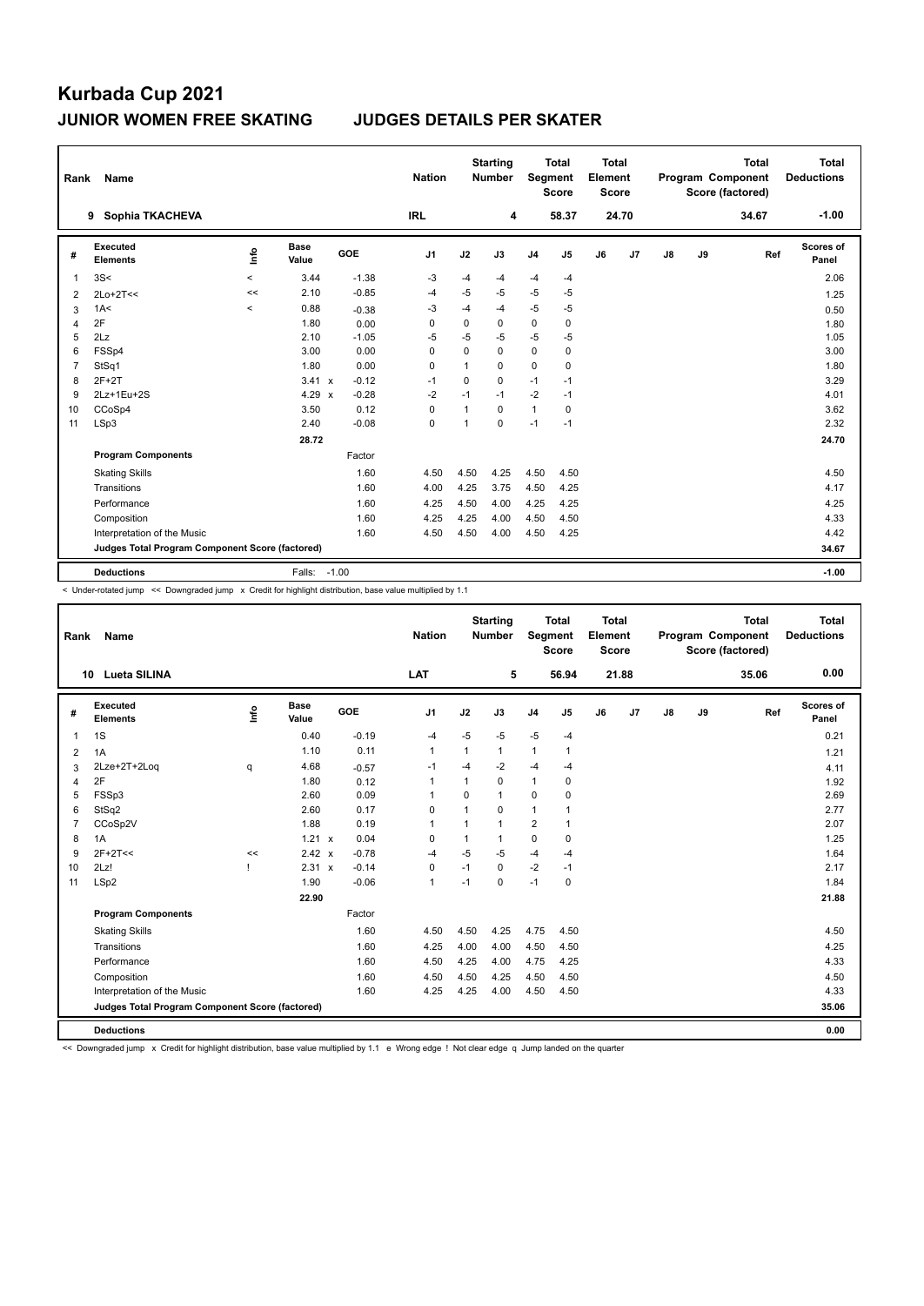# Kurbada Cup 2021

## JUNIOR WOMEN FREE SKATING JUDGES DETAILS PER SKATER

| Rank | Name | Nation | Starting Number | Total Segment Score | Total Element Score | Total Program Component Score (factored) | Total Deductions |
|---|---|---|---|---|---|---|---|
| 9 | Sophia TKACHEVA | IRL | 4 | 58.37 | 24.70 | 34.67 | -1.00 |

| # | Executed Elements | Info | Base Value | | GOE | J1 | J2 | J3 | J4 | J5 | J6 | J7 | J8 | J9 | Ref | Scores of Panel |
|---|---|---|---|---|---|---|---|---|---|---|---|---|---|---|---|---|
| 1 | 3S< | < | 3.44 | | -1.38 | -3 | -4 | -4 | -4 | -4 | | | | | | 2.06 |
| 2 | 2Lo+2T<< | << | 2.10 | | -0.85 | -4 | -5 | -5 | -5 | -5 | | | | | | 1.25 |
| 3 | 1A< | < | 0.88 | | -0.38 | -3 | -4 | -4 | -5 | -5 | | | | | | 0.50 |
| 4 | 2F | | 1.80 | | 0.00 | 0 | 0 | 0 | 0 | 0 | | | | | | 1.80 |
| 5 | 2Lz | | 2.10 | | -1.05 | -5 | -5 | -5 | -5 | -5 | | | | | | 1.05 |
| 6 | FSSp4 | | 3.00 | | 0.00 | 0 | 0 | 0 | 0 | 0 | | | | | | 3.00 |
| 7 | StSq1 | | 1.80 | | 0.00 | 0 | 1 | 0 | 0 | 0 | | | | | | 1.80 |
| 8 | 2F+2T | | 3.41 | x | -0.12 | -1 | 0 | 0 | -1 | -1 | | | | | | 3.29 |
| 9 | 2Lz+1Eu+2S | | 4.29 | x | -0.28 | -2 | -1 | -1 | -2 | -1 | | | | | | 4.01 |
| 10 | CCoSp4 | | 3.50 | | 0.12 | 0 | 1 | 0 | 1 | 0 | | | | | | 3.62 |
| 11 | LSp3 | | 2.40 | | -0.08 | 0 | 1 | 0 | -1 | -1 | | | | | | 2.32 |
| | | | 28.72 | | | | | | | | | | | | | 24.70 |
| | **Program Components** | | | | Factor | | | | | | | | | | | |
| | Skating Skills | | | | 1.60 | 4.50 | 4.50 | 4.25 | 4.50 | 4.50 | | | | | | 4.50 |
| | Transitions | | | | 1.60 | 4.00 | 4.25 | 3.75 | 4.50 | 4.25 | | | | | | 4.17 |
| | Performance | | | | 1.60 | 4.25 | 4.50 | 4.00 | 4.25 | 4.25 | | | | | | 4.25 |
| | Composition | | | | 1.60 | 4.25 | 4.25 | 4.00 | 4.50 | 4.50 | | | | | | 4.33 |
| | Interpretation of the Music | | | | 1.60 | 4.50 | 4.50 | 4.00 | 4.50 | 4.25 | | | | | | 4.42 |
| | **Judges Total Program Component Score (factored)** | | | | | | | | | | | | | | | 34.67 |
| | **Deductions** | | Falls: | | -1.00 | | | | | | | | | | | -1.00 |

< Under-rotated jump << Downgraded jump x Credit for highlight distribution, base value multiplied by 1.1

| Rank | Name | Nation | Starting Number | Total Segment Score | Total Element Score | Total Program Component Score (factored) | Total Deductions |
|---|---|---|---|---|---|---|---|
| 10 | Lueta SILINA | LAT | 5 | 56.94 | 21.88 | 35.06 | 0.00 |

| # | Executed Elements | Info | Base Value | | GOE | J1 | J2 | J3 | J4 | J5 | J6 | J7 | J8 | J9 | Ref | Scores of Panel |
|---|---|---|---|---|---|---|---|---|---|---|---|---|---|---|---|---|
| 1 | 1S | | 0.40 | | -0.19 | -4 | -5 | -5 | -5 | -4 | | | | | | 0.21 |
| 2 | 1A | | 1.10 | | 0.11 | 1 | 1 | 1 | 1 | 1 | | | | | | 1.21 |
| 3 | 2Lze+2T+2Loq | q | 4.68 | | -0.57 | -1 | -4 | -2 | -4 | -4 | | | | | | 4.11 |
| 4 | 2F | | 1.80 | | 0.12 | 1 | 1 | 0 | 1 | 0 | | | | | | 1.92 |
| 5 | FSSp3 | | 2.60 | | 0.09 | 1 | 0 | 1 | 0 | 0 | | | | | | 2.69 |
| 6 | StSq2 | | 2.60 | | 0.17 | 0 | 1 | 0 | 1 | 1 | | | | | | 2.77 |
| 7 | CCoSp2V | | 1.88 | | 0.19 | 1 | 1 | 1 | 2 | 1 | | | | | | 2.07 |
| 8 | 1A | | 1.21 | x | 0.04 | 0 | 1 | 1 | 0 | 0 | | | | | | 1.25 |
| 9 | 2F+2T<< | << | 2.42 | x | -0.78 | -4 | -5 | -5 | -4 | -4 | | | | | | 1.64 |
| 10 | 2Lz! | ! | 2.31 | x | -0.14 | 0 | -1 | 0 | -2 | -1 | | | | | | 2.17 |
| 11 | LSp2 | | 1.90 | | -0.06 | 1 | -1 | 0 | -1 | 0 | | | | | | 1.84 |
| | | | 22.90 | | | | | | | | | | | | | 21.88 |
| | **Program Components** | | | | Factor | | | | | | | | | | | |
| | Skating Skills | | | | 1.60 | 4.50 | 4.50 | 4.25 | 4.75 | 4.50 | | | | | | 4.50 |
| | Transitions | | | | 1.60 | 4.25 | 4.00 | 4.00 | 4.50 | 4.50 | | | | | | 4.25 |
| | Performance | | | | 1.60 | 4.50 | 4.25 | 4.00 | 4.75 | 4.25 | | | | | | 4.33 |
| | Composition | | | | 1.60 | 4.50 | 4.50 | 4.25 | 4.50 | 4.50 | | | | | | 4.50 |
| | Interpretation of the Music | | | | 1.60 | 4.25 | 4.25 | 4.00 | 4.50 | 4.50 | | | | | | 4.33 |
| | **Judges Total Program Component Score (factored)** | | | | | | | | | | | | | | | 35.06 |
| | **Deductions** | | | | | | | | | | | | | | | 0.00 |

<< Downgraded jump x Credit for highlight distribution, base value multiplied by 1.1 e Wrong edge ! Not clear edge q Jump landed on the quarter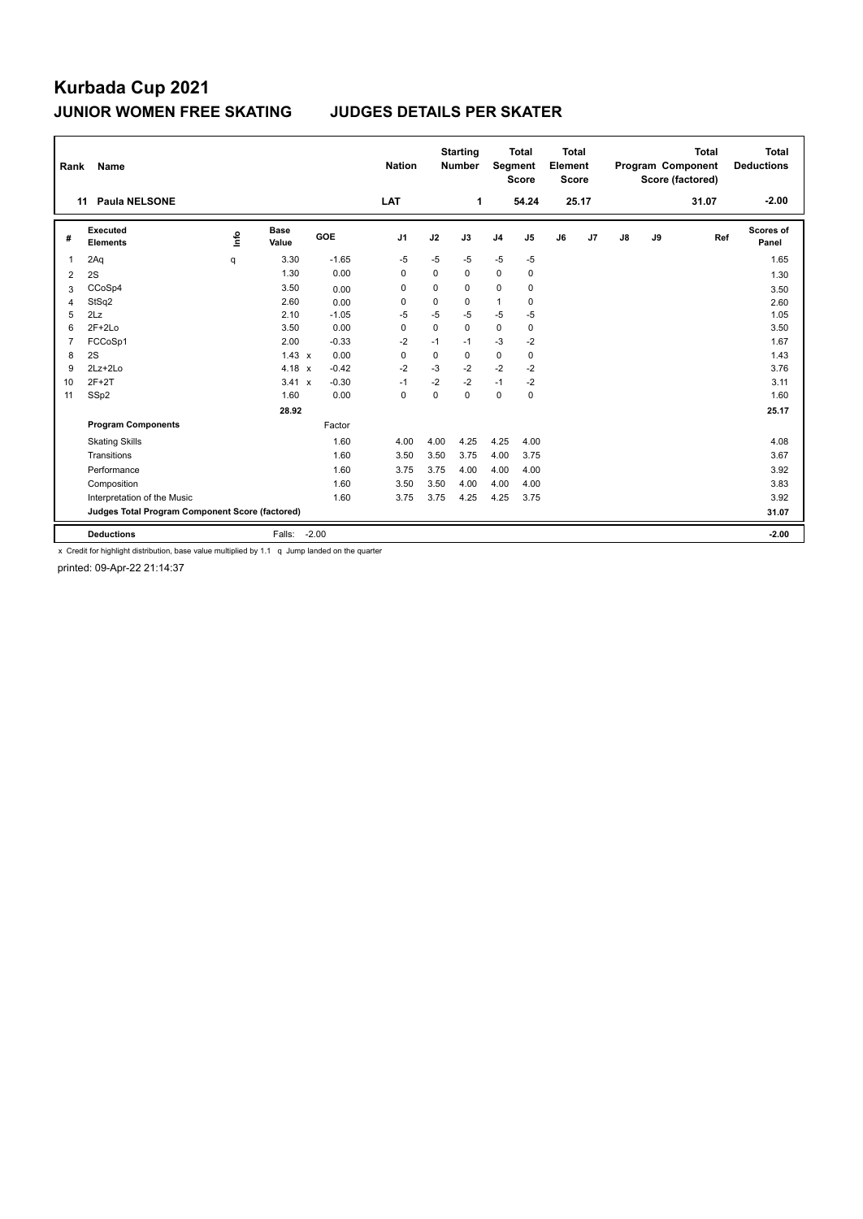# Kurbada Cup 2021

## JUNIOR WOMEN FREE SKATING JUDGES DETAILS PER SKATER

| Rank | Name | Nation | Starting Number | Total Segment Score | Total Element Score | Total Program Component Score (factored) | Total Deductions |
|---|---|---|---|---|---|---|---|
| 11 | Paula NELSONE | LAT | 1 | 54.24 | 25.17 | 31.07 | -2.00 |

| # | Executed Elements | Info | Base Value | | GOE | J1 | J2 | J3 | J4 | J5 | J6 | J7 | J8 | J9 | Ref | Scores of Panel |
|---|---|---|---|---|---|---|---|---|---|---|---|---|---|---|---|---|
| 1 | 2Aq | q | 3.30 | | -1.65 | -5 | -5 | -5 | -5 | -5 | | | | | | 1.65 |
| 2 | 2S | | 1.30 | | 0.00 | 0 | 0 | 0 | 0 | 0 | | | | | | 1.30 |
| 3 | CCoSp4 | | 3.50 | | 0.00 | 0 | 0 | 0 | 0 | 0 | | | | | | 3.50 |
| 4 | StSq2 | | 2.60 | | 0.00 | 0 | 0 | 0 | 1 | 0 | | | | | | 2.60 |
| 5 | 2Lz | | 2.10 | | -1.05 | -5 | -5 | -5 | -5 | -5 | | | | | | 1.05 |
| 6 | 2F+2Lo | | 3.50 | | 0.00 | 0 | 0 | 0 | 0 | 0 | | | | | | 3.50 |
| 7 | FCCoSp1 | | 2.00 | | -0.33 | -2 | -1 | -1 | -3 | -2 | | | | | | 1.67 |
| 8 | 2S | | 1.43 | x | 0.00 | 0 | 0 | 0 | 0 | 0 | | | | | | 1.43 |
| 9 | 2Lz+2Lo | | 4.18 | x | -0.42 | -2 | -3 | -2 | -2 | -2 | | | | | | 3.76 |
| 10 | 2F+2T | | 3.41 | x | -0.30 | -1 | -2 | -2 | -1 | -2 | | | | | | 3.11 |
| 11 | SSp2 | | 1.60 | | 0.00 | 0 | 0 | 0 | 0 | 0 | | | | | | 1.60 |
| | | | 28.92 | | | | | | | | | | | | | 25.17 |
| | **Program Components** | | | | Factor | | | | | | | | | | | |
| | Skating Skills | | | | 1.60 | 4.00 | 4.00 | 4.25 | 4.25 | 4.00 | | | | | | 4.08 |
| | Transitions | | | | 1.60 | 3.50 | 3.50 | 3.75 | 4.00 | 3.75 | | | | | | 3.67 |
| | Performance | | | | 1.60 | 3.75 | 3.75 | 4.00 | 4.00 | 4.00 | | | | | | 3.92 |
| | Composition | | | | 1.60 | 3.50 | 3.50 | 4.00 | 4.00 | 4.00 | | | | | | 3.83 |
| | Interpretation of the Music | | | | 1.60 | 3.75 | 3.75 | 4.25 | 4.25 | 3.75 | | | | | | 3.92 |
| | **Judges Total Program Component Score (factored)** | | | | | | | | | | | | | | | 31.07 |
| | **Deductions** | | Falls: | | -2.00 | | | | | | | | | | | -2.00 |

x Credit for highlight distribution, base value multiplied by 1.1 q Jump landed on the quarter

printed: 09-Apr-22 21:14:37